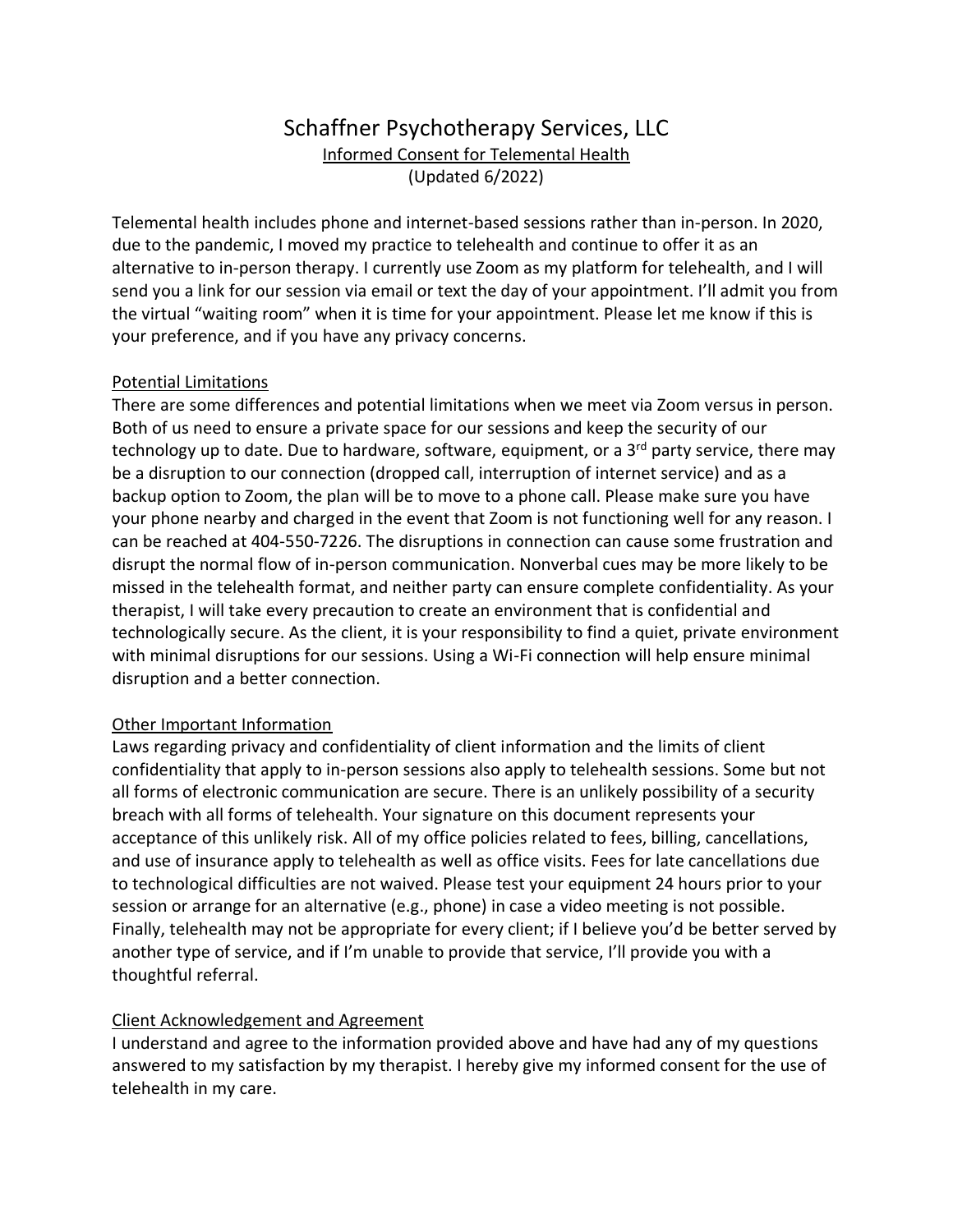# Schaffner Psychotherapy Services, LLC

## Informed Consent for Telemental Health

(Updated 6/2022)

Telemental health includes phone and internet-based sessions rather than in-person. In 2020, due to the pandemic, I moved my practice to telehealth and continue to offer it as an alternative to in-person therapy. I currently use Zoom as my platform for telehealth, and I will send you a link for our session via email or text the day of your appointment. I'll admit you from the virtual "waiting room" when it is time for your appointment. Please let me know if this is your preference, and if you have any privacy concerns.

### Potential Limitations

There are some differences and potential limitations when we meet via Zoom versus in person. Both of us need to ensure a private space for our sessions and keep the security of our technology up to date. Due to hardware, software, equipment, or a 3rd party service, there may be a disruption to our connection (dropped call, interruption of internet service) and as a backup option to Zoom, the plan will be to move to a phone call. Please make sure you have your phone nearby and charged in the event that Zoom is not functioning well for any reason. I can be reached at 404-550-7226. The disruptions in connection can cause some frustration and disrupt the normal flow of in-person communication. Nonverbal cues may be more likely to be missed in the telehealth format, and neither party can ensure complete confidentiality. As your therapist, I will take every precaution to create an environment that is confidential and technologically secure. As the client, it is your responsibility to find a quiet, private environment with minimal disruptions for our sessions. Using a Wi-Fi connection will help ensure minimal disruption and a better connection.

### Other Important Information

Laws regarding privacy and confidentiality of client information and the limits of client confidentiality that apply to in-person sessions also apply to telehealth sessions. Some but not all forms of electronic communication are secure. There is an unlikely possibility of a security breach with all forms of telehealth. Your signature on this document represents your acceptance of this unlikely risk. All of my office policies related to fees, billing, cancellations, and use of insurance apply to telehealth as well as office visits. Fees for late cancellations due to technological difficulties are not waived. Please test your equipment 24 hours prior to your session or arrange for an alternative (e.g., phone) in case a video meeting is not possible. Finally, telehealth may not be appropriate for every client; if I believe you'd be better served by another type of service, and if I'm unable to provide that service, I'll provide you with a thoughtful referral.

### Client Acknowledgement and Agreement

I understand and agree to the information provided above and have had any of my questions answered to my satisfaction by my therapist. I hereby give my informed consent for the use of telehealth in my care.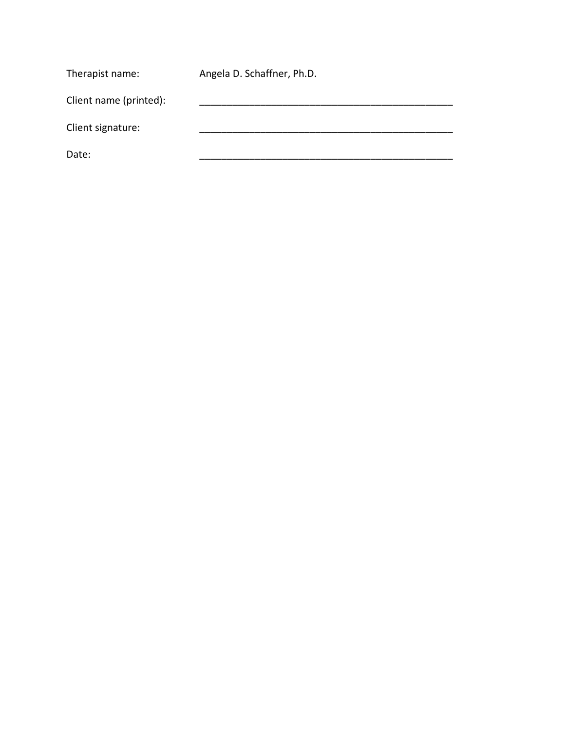Therapist name: Angela D. Schaffner, Ph.D.

Client name (printed): ______________________________________________

Client signature: ______________________________________________

Date: ______________________________________________